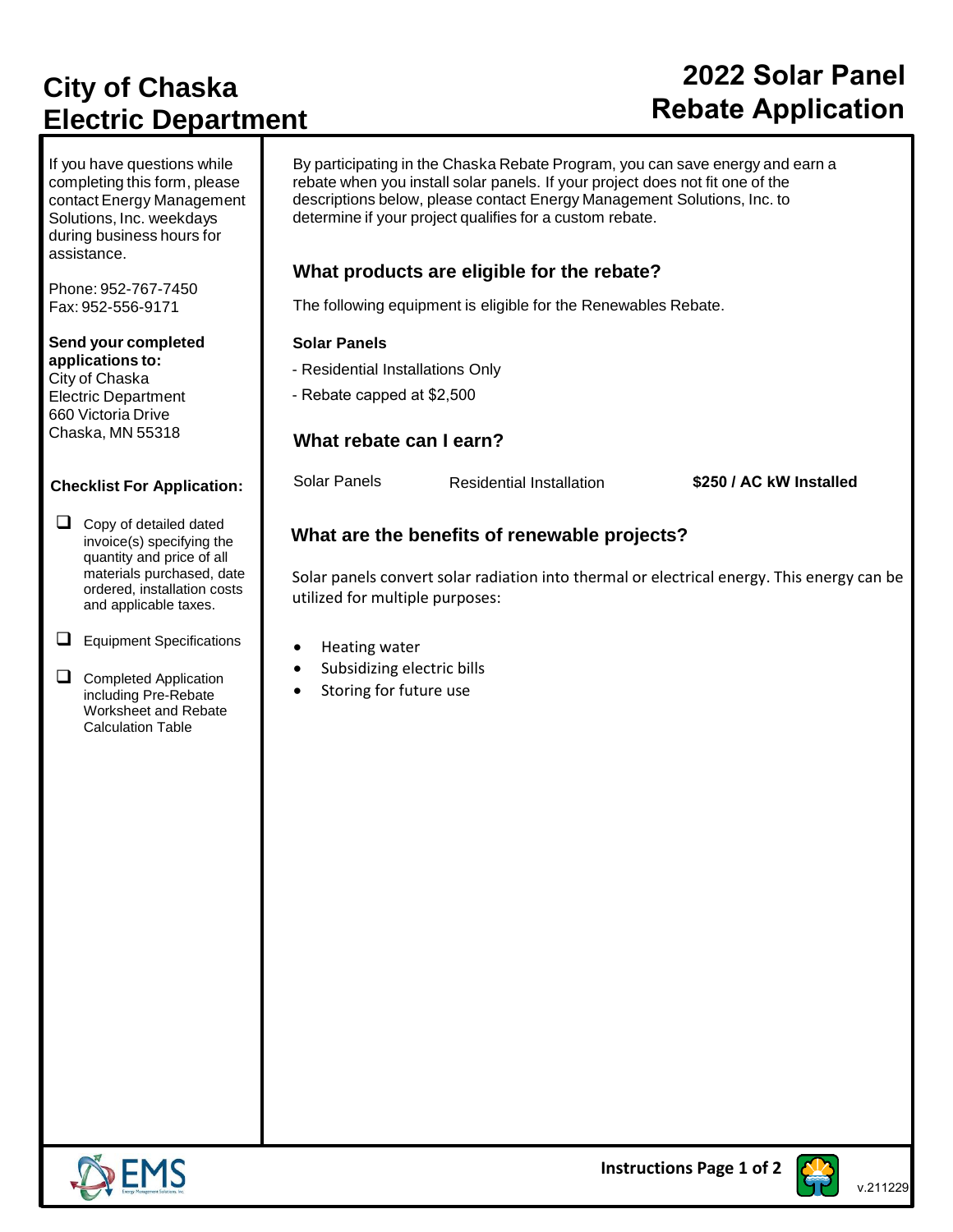# City of Chaska Electric Department

# 2022 Solar Panel Rebate Application

If you have questions while completing this form, please contact Energy Management Solutions, Inc. weekdays during business hours for assistance.

Phone: 952-767-7450
Fax: 952-556-9171

**Send your completed applications to:**
City of Chaska
Electric Department
660 Victoria Drive
Chaska, MN 55318

**Checklist For Application:**

- ❑ Copy of detailed dated invoice(s) specifying the quantity and price of all materials purchased, date ordered, installation costs and applicable taxes.
- ❑ Equipment Specifications
- ❑ Completed Application including Pre-Rebate Worksheet and Rebate Calculation Table

By participating in the Chaska Rebate Program, you can save energy and earn a rebate when you install solar panels. If your project does not fit one of the descriptions below, please contact Energy Management Solutions, Inc. to determine if your project qualifies for a custom rebate.

## What products are eligible for the rebate?

The following equipment is eligible for the Renewables Rebate.

### Solar Panels

- Residential Installations Only
- Rebate capped at $2,500

## What rebate can I earn?

| Solar Panels | Residential Installation | **$250 / AC kW Installed** |
|---|---|---|

## What are the benefits of renewable projects?

Solar panels convert solar radiation into thermal or electrical energy. This energy can be utilized for multiple purposes:

- Heating water
- Subsidizing electric bills
- Storing for future use

**Instructions Page 1 of 2**

v.211229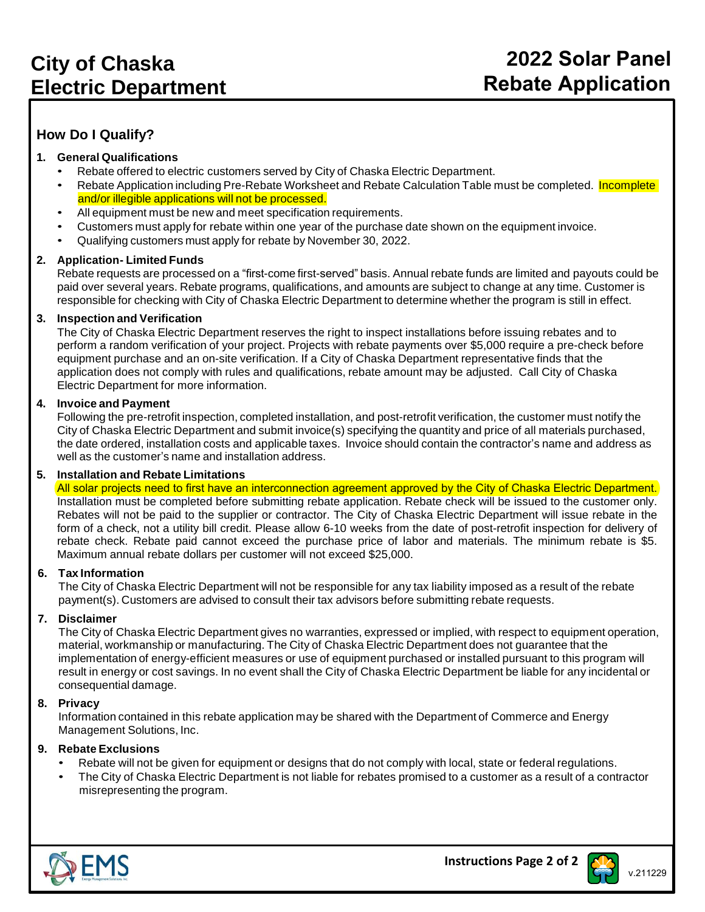# City of Chaska Electric Department

# 2022 Solar Panel Rebate Application

## How Do I Qualify?

**1. General Qualifications**

- Rebate offered to electric customers served by City of Chaska Electric Department.
- Rebate Application including Pre-Rebate Worksheet and Rebate Calculation Table must be completed. Incomplete and/or illegible applications will not be processed.
- All equipment must be new and meet specification requirements.
- Customers must apply for rebate within one year of the purchase date shown on the equipment invoice.
- Qualifying customers must apply for rebate by November 30, 2022.

**2. Application- Limited Funds**

Rebate requests are processed on a "first-come first-served" basis. Annual rebate funds are limited and payouts could be paid over several years. Rebate programs, qualifications, and amounts are subject to change at any time. Customer is responsible for checking with City of Chaska Electric Department to determine whether the program is still in effect.

**3. Inspection and Verification**

The City of Chaska Electric Department reserves the right to inspect installations before issuing rebates and to perform a random verification of your project. Projects with rebate payments over $5,000 require a pre-check before equipment purchase and an on-site verification. If a City of Chaska Department representative finds that the application does not comply with rules and qualifications, rebate amount may be adjusted. Call City of Chaska Electric Department for more information.

**4. Invoice and Payment**

Following the pre-retrofit inspection, completed installation, and post-retrofit verification, the customer must notify the City of Chaska Electric Department and submit invoice(s) specifying the quantity and price of all materials purchased, the date ordered, installation costs and applicable taxes. Invoice should contain the contractor's name and address as well as the customer's name and installation address.

**5. Installation and Rebate Limitations**

All solar projects need to first have an interconnection agreement approved by the City of Chaska Electric Department. Installation must be completed before submitting rebate application. Rebate check will be issued to the customer only. Rebates will not be paid to the supplier or contractor. The City of Chaska Electric Department will issue rebate in the form of a check, not a utility bill credit. Please allow 6-10 weeks from the date of post-retrofit inspection for delivery of rebate check. Rebate paid cannot exceed the purchase price of labor and materials. The minimum rebate is $5. Maximum annual rebate dollars per customer will not exceed $25,000.

**6. Tax Information**

The City of Chaska Electric Department will not be responsible for any tax liability imposed as a result of the rebate payment(s). Customers are advised to consult their tax advisors before submitting rebate requests.

**7. Disclaimer**

The City of Chaska Electric Department gives no warranties, expressed or implied, with respect to equipment operation, material, workmanship or manufacturing. The City of Chaska Electric Department does not guarantee that the implementation of energy-efficient measures or use of equipment purchased or installed pursuant to this program will result in energy or cost savings. In no event shall the City of Chaska Electric Department be liable for any incidental or consequential damage.

**8. Privacy**

Information contained in this rebate application may be shared with the Department of Commerce and Energy Management Solutions, Inc.

**9. Rebate Exclusions**

- Rebate will not be given for equipment or designs that do not comply with local, state or federal regulations.
- The City of Chaska Electric Department is not liable for rebates promised to a customer as a result of a contractor misrepresenting the program.

v.211229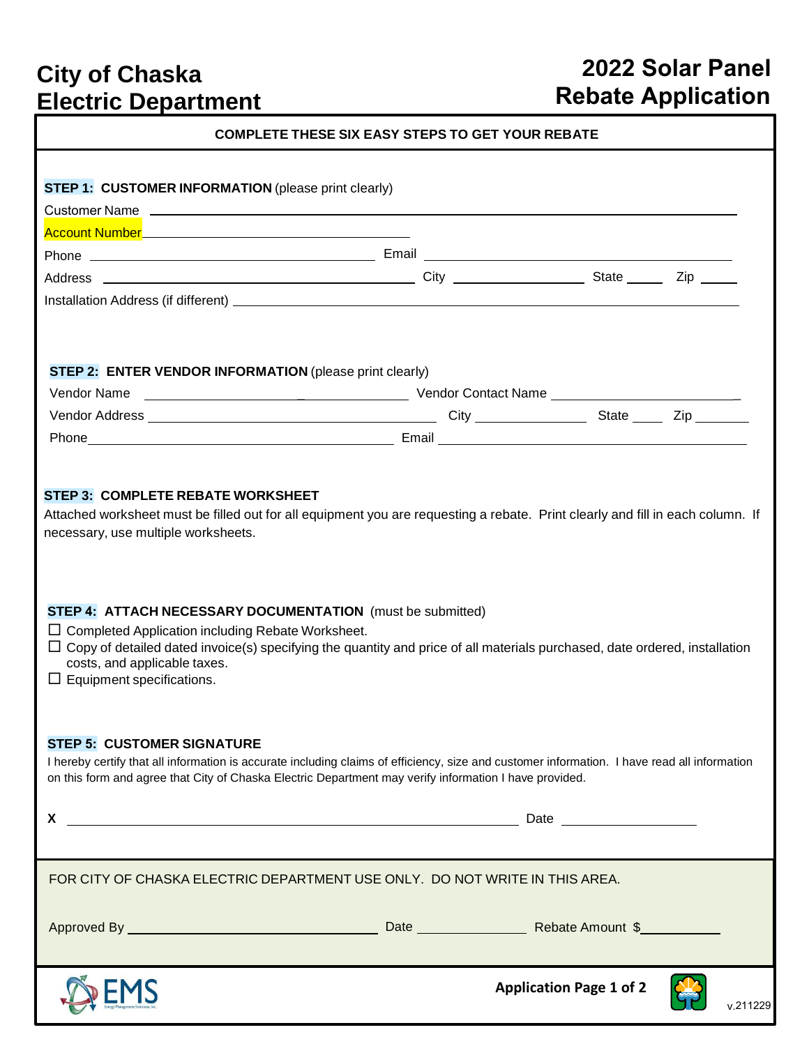# City of Chaska Electric Department

# 2022 Solar Panel Rebate Application

**COMPLETE THESE SIX EASY STEPS TO GET YOUR REBATE**

**STEP 1: CUSTOMER INFORMATION** (please print clearly)

Customer Name ______________________________

Account Number ______________________________

Phone ______________________________ Email ______________________________

Address ______________________________ City ______________ State _____ Zip _____

Installation Address (if different) ______________________________

**STEP 2: ENTER VENDOR INFORMATION** (please print clearly)

Vendor Name ______________________________ Vendor Contact Name ______________________________

Vendor Address ______________________________ City ______________ State _____ Zip _____

Phone ______________________________ Email ______________________________

**STEP 3: COMPLETE REBATE WORKSHEET**

Attached worksheet must be filled out for all equipment you are requesting a rebate. Print clearly and fill in each column. If necessary, use multiple worksheets.

**STEP 4: ATTACH NECESSARY DOCUMENTATION** (must be submitted)

- ☐ Completed Application including Rebate Worksheet.
- ☐ Copy of detailed dated invoice(s) specifying the quantity and price of all materials purchased, date ordered, installation costs, and applicable taxes.
- ☐ Equipment specifications.

**STEP 5: CUSTOMER SIGNATURE**

I hereby certify that all information is accurate including claims of efficiency, size and customer information. I have read all information on this form and agree that City of Chaska Electric Department may verify information I have provided.

**X** ______________________________ Date ______________

FOR CITY OF CHASKA ELECTRIC DEPARTMENT USE ONLY. DO NOT WRITE IN THIS AREA.

Approved By ______________________________ Date ______________ Rebate Amount $______________

**Application Page 1 of 2**

v.211229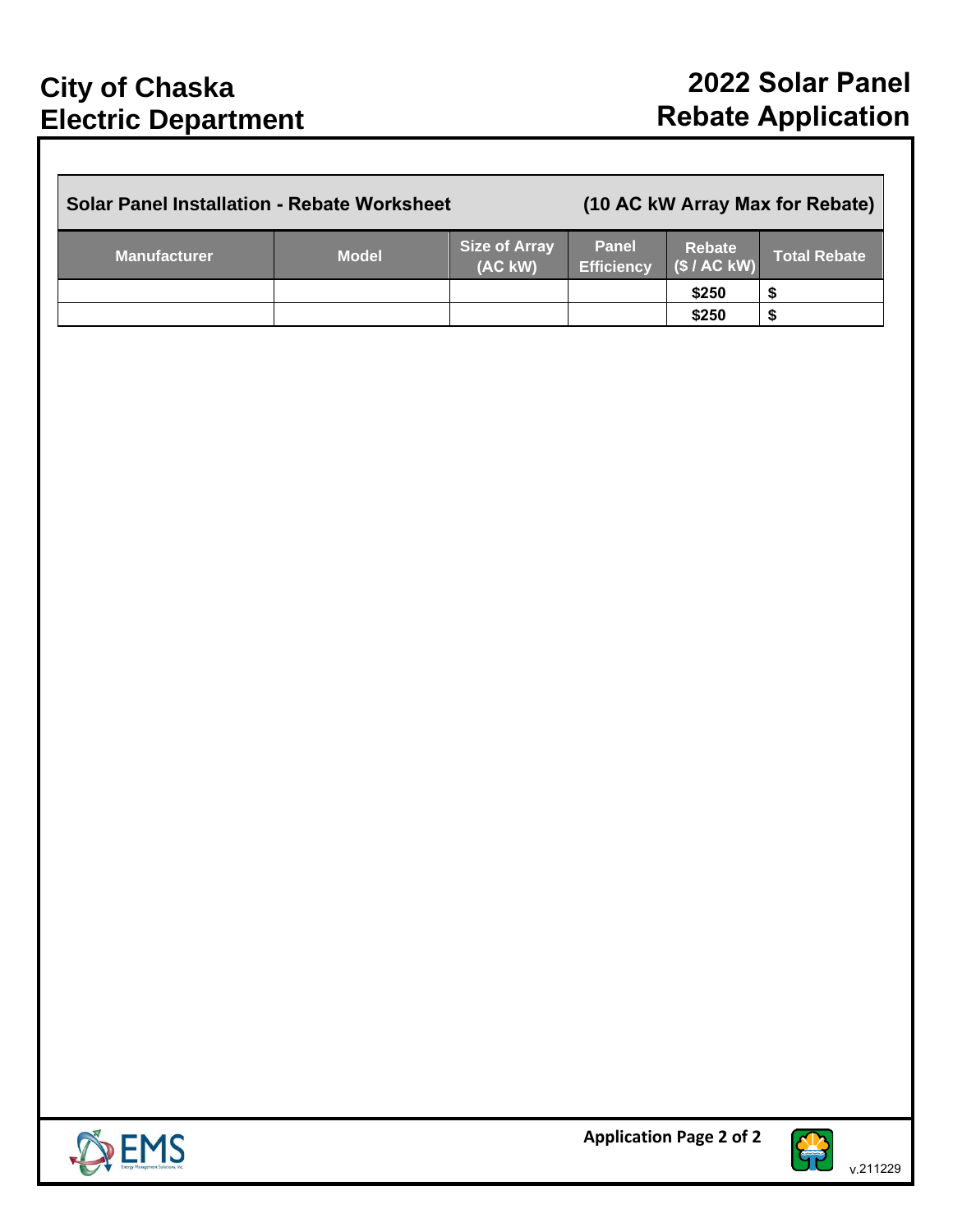# City of Chaska Electric Department

# 2022 Solar Panel Rebate Application

## Solar Panel Installation - Rebate Worksheet (10 AC kW Array Max for Rebate)

| Manufacturer | Model | Size of Array (AC kW) | Panel Efficiency | Rebate ($ / AC kW) | Total Rebate |
|---|---|---|---|---|---|
| | | | | **$250** | **$** |
| | | | | **$250** | **$** |

v.211229